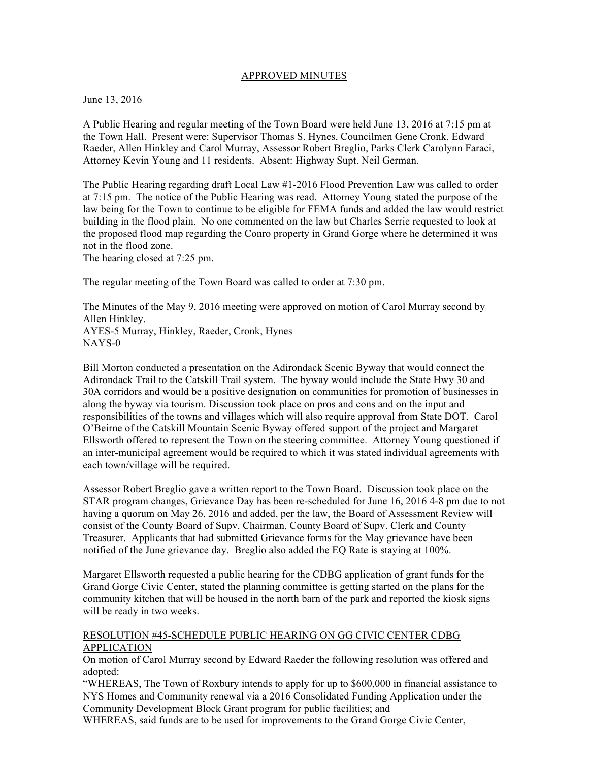APPROVED MINUTES

June 13, 2016

A Public Hearing and regular meeting of the Town Board were held June 13, 2016 at 7:15 pm at the Town Hall. Present were: Supervisor Thomas S. Hynes, Councilmen Gene Cronk, Edward Raeder, Allen Hinkley and Carol Murray, Assessor Robert Breglio, Parks Clerk Carolynn Faraci, Attorney Kevin Young and 11 residents. Absent: Highway Supt. Neil German.

The Public Hearing regarding draft Local Law #1-2016 Flood Prevention Law was called to order at 7:15 pm. The notice of the Public Hearing was read. Attorney Young stated the purpose of the law being for the Town to continue to be eligible for FEMA funds and added the law would restrict building in the flood plain. No one commented on the law but Charles Serrie requested to look at the proposed flood map regarding the Conro property in Grand Gorge where he determined it was not in the flood zone.
The hearing closed at 7:25 pm.

The regular meeting of the Town Board was called to order at 7:30 pm.

The Minutes of the May 9, 2016 meeting were approved on motion of Carol Murray second by Allen Hinkley.
AYES-5 Murray, Hinkley, Raeder, Cronk, Hynes
NAYS-0

Bill Morton conducted a presentation on the Adirondack Scenic Byway that would connect the Adirondack Trail to the Catskill Trail system. The byway would include the State Hwy 30 and 30A corridors and would be a positive designation on communities for promotion of businesses in along the byway via tourism. Discussion took place on pros and cons and on the input and responsibilities of the towns and villages which will also require approval from State DOT. Carol O'Beirne of the Catskill Mountain Scenic Byway offered support of the project and Margaret Ellsworth offered to represent the Town on the steering committee. Attorney Young questioned if an inter-municipal agreement would be required to which it was stated individual agreements with each town/village will be required.

Assessor Robert Breglio gave a written report to the Town Board. Discussion took place on the STAR program changes, Grievance Day has been re-scheduled for June 16, 2016 4-8 pm due to not having a quorum on May 26, 2016 and added, per the law, the Board of Assessment Review will consist of the County Board of Supv. Chairman, County Board of Supv. Clerk and County Treasurer. Applicants that had submitted Grievance forms for the May grievance have been notified of the June grievance day. Breglio also added the EQ Rate is staying at 100%.

Margaret Ellsworth requested a public hearing for the CDBG application of grant funds for the Grand Gorge Civic Center, stated the planning committee is getting started on the plans for the community kitchen that will be housed in the north barn of the park and reported the kiosk signs will be ready in two weeks.

RESOLUTION #45-SCHEDULE PUBLIC HEARING ON GG CIVIC CENTER CDBG APPLICATION

On motion of Carol Murray second by Edward Raeder the following resolution was offered and adopted:
"WHEREAS, The Town of Roxbury intends to apply for up to $600,000 in financial assistance to NYS Homes and Community renewal via a 2016 Consolidated Funding Application under the Community Development Block Grant program for public facilities; and
WHEREAS, said funds are to be used for improvements to the Grand Gorge Civic Center,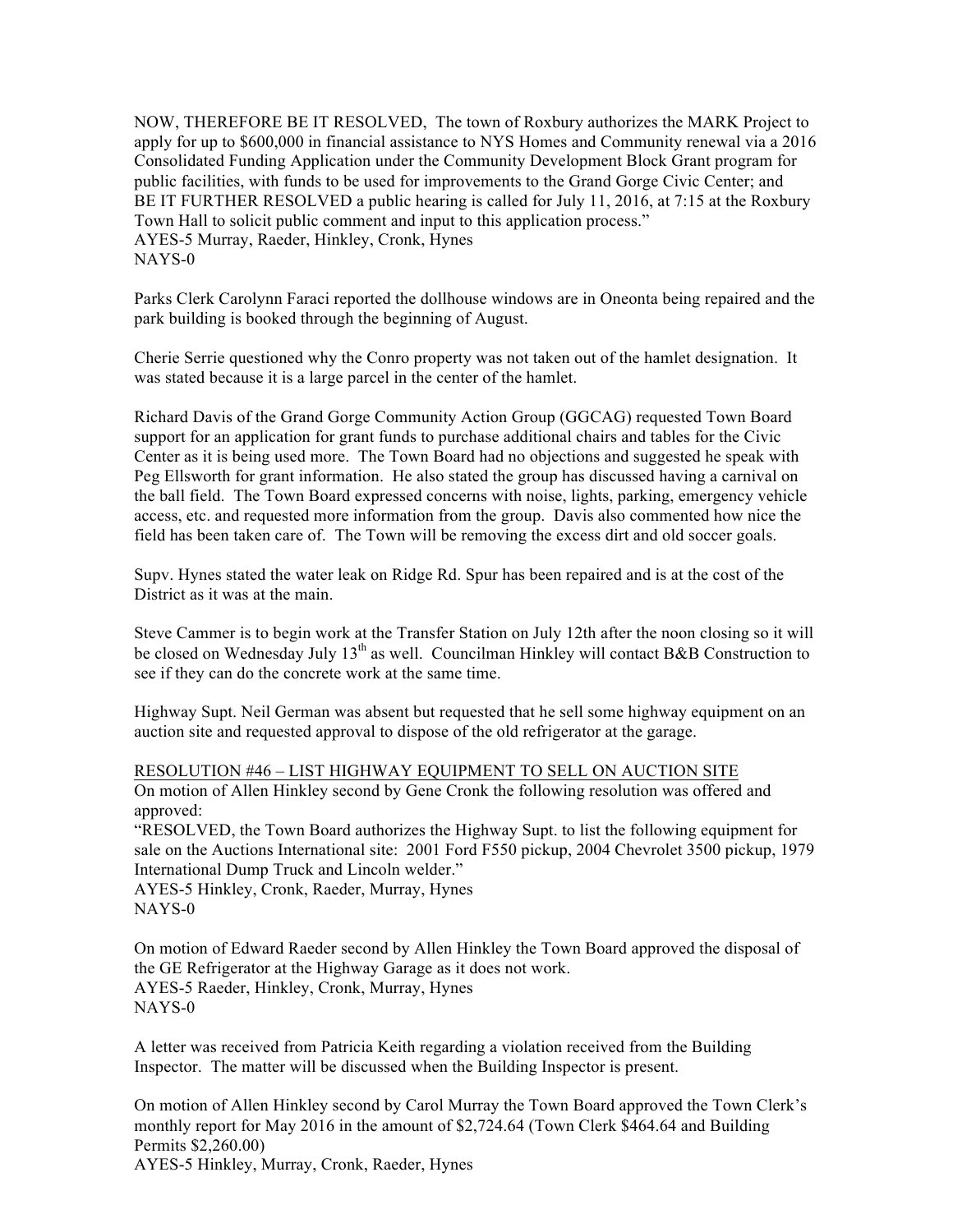NOW, THEREFORE BE IT RESOLVED, The town of Roxbury authorizes the MARK Project to apply for up to $600,000 in financial assistance to NYS Homes and Community renewal via a 2016 Consolidated Funding Application under the Community Development Block Grant program for public facilities, with funds to be used for improvements to the Grand Gorge Civic Center; and BE IT FURTHER RESOLVED a public hearing is called for July 11, 2016, at 7:15 at the Roxbury Town Hall to solicit public comment and input to this application process."
AYES-5 Murray, Raeder, Hinkley, Cronk, Hynes
NAYS-0

Parks Clerk Carolynn Faraci reported the dollhouse windows are in Oneonta being repaired and the park building is booked through the beginning of August.

Cherie Serrie questioned why the Conro property was not taken out of the hamlet designation. It was stated because it is a large parcel in the center of the hamlet.

Richard Davis of the Grand Gorge Community Action Group (GGCAG) requested Town Board support for an application for grant funds to purchase additional chairs and tables for the Civic Center as it is being used more. The Town Board had no objections and suggested he speak with Peg Ellsworth for grant information. He also stated the group has discussed having a carnival on the ball field. The Town Board expressed concerns with noise, lights, parking, emergency vehicle access, etc. and requested more information from the group. Davis also commented how nice the field has been taken care of. The Town will be removing the excess dirt and old soccer goals.

Supv. Hynes stated the water leak on Ridge Rd. Spur has been repaired and is at the cost of the District as it was at the main.

Steve Cammer is to begin work at the Transfer Station on July 12th after the noon closing so it will be closed on Wednesday July 13th as well. Councilman Hinkley will contact B&B Construction to see if they can do the concrete work at the same time.

Highway Supt. Neil German was absent but requested that he sell some highway equipment on an auction site and requested approval to dispose of the old refrigerator at the garage.

RESOLUTION #46 – LIST HIGHWAY EQUIPMENT TO SELL ON AUCTION SITE
On motion of Allen Hinkley second by Gene Cronk the following resolution was offered and approved:
"RESOLVED, the Town Board authorizes the Highway Supt. to list the following equipment for sale on the Auctions International site: 2001 Ford F550 pickup, 2004 Chevrolet 3500 pickup, 1979 International Dump Truck and Lincoln welder."
AYES-5 Hinkley, Cronk, Raeder, Murray, Hynes
NAYS-0

On motion of Edward Raeder second by Allen Hinkley the Town Board approved the disposal of the GE Refrigerator at the Highway Garage as it does not work.
AYES-5 Raeder, Hinkley, Cronk, Murray, Hynes
NAYS-0

A letter was received from Patricia Keith regarding a violation received from the Building Inspector. The matter will be discussed when the Building Inspector is present.

On motion of Allen Hinkley second by Carol Murray the Town Board approved the Town Clerk's monthly report for May 2016 in the amount of $2,724.64 (Town Clerk $464.64 and Building Permits $2,260.00)
AYES-5 Hinkley, Murray, Cronk, Raeder, Hynes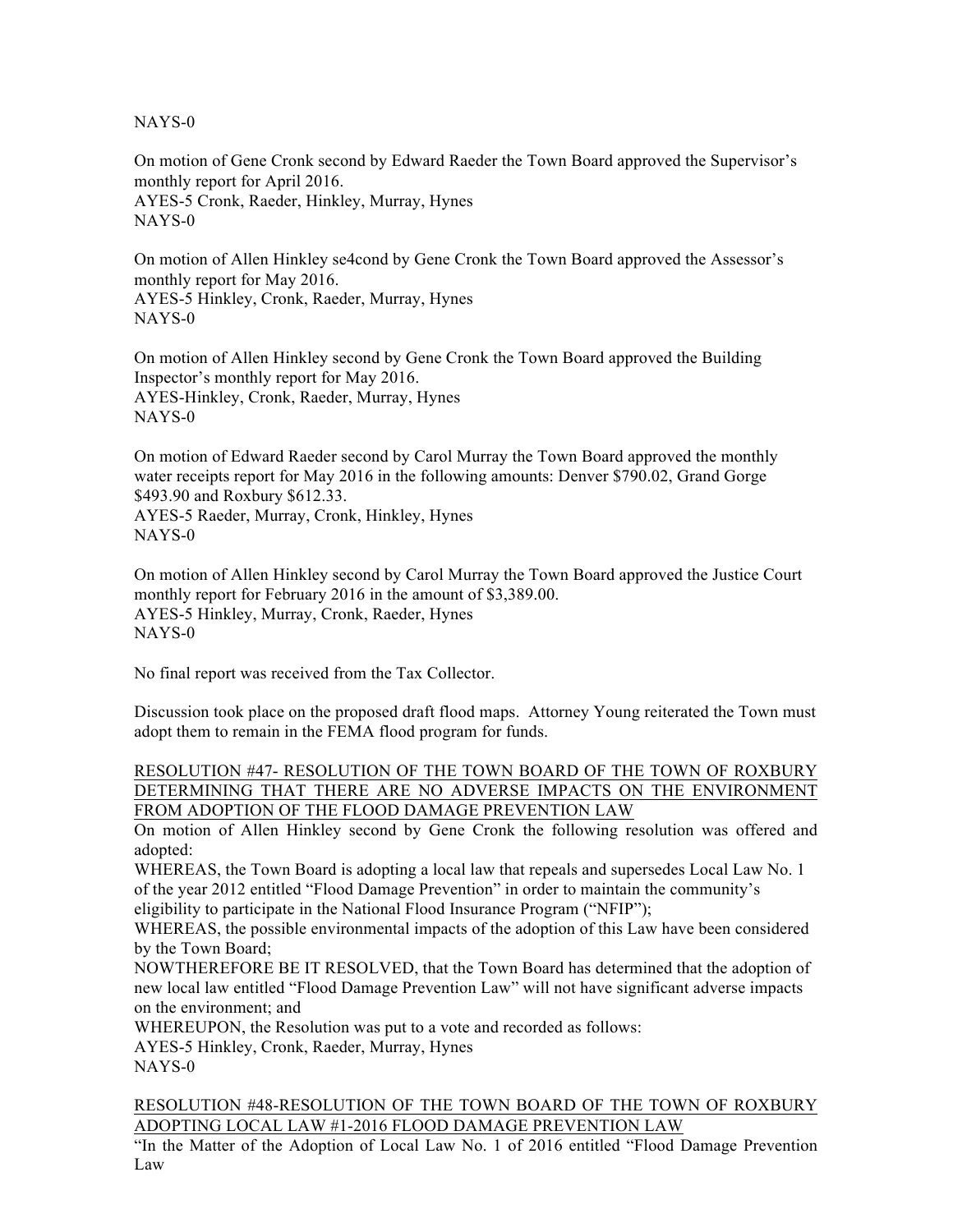NAYS-0

On motion of Gene Cronk second by Edward Raeder the Town Board approved the Supervisor's monthly report for April 2016.
AYES-5 Cronk, Raeder, Hinkley, Murray, Hynes
NAYS-0

On motion of Allen Hinkley se4cond by Gene Cronk the Town Board approved the Assessor's monthly report for May 2016.
AYES-5 Hinkley, Cronk, Raeder, Murray, Hynes
NAYS-0

On motion of Allen Hinkley second by Gene Cronk the Town Board approved the Building Inspector's monthly report for May 2016.
AYES-Hinkley, Cronk, Raeder, Murray, Hynes
NAYS-0

On motion of Edward Raeder second by Carol Murray the Town Board approved the monthly water receipts report for May 2016 in the following amounts: Denver $790.02, Grand Gorge $493.90 and Roxbury $612.33.
AYES-5 Raeder, Murray, Cronk, Hinkley, Hynes
NAYS-0

On motion of Allen Hinkley second by Carol Murray the Town Board approved the Justice Court monthly report for February 2016 in the amount of $3,389.00.
AYES-5 Hinkley, Murray, Cronk, Raeder, Hynes
NAYS-0

No final report was received from the Tax Collector.

Discussion took place on the proposed draft flood maps. Attorney Young reiterated the Town must adopt them to remain in the FEMA flood program for funds.

<u>RESOLUTION #47- RESOLUTION OF THE TOWN BOARD OF THE TOWN OF ROXBURY DETERMINING THAT THERE ARE NO ADVERSE IMPACTS ON THE ENVIRONMENT FROM ADOPTION OF THE FLOOD DAMAGE PREVENTION LAW</u>

On motion of Allen Hinkley second by Gene Cronk the following resolution was offered and adopted:

WHEREAS, the Town Board is adopting a local law that repeals and supersedes Local Law No. 1 of the year 2012 entitled "Flood Damage Prevention" in order to maintain the community's eligibility to participate in the National Flood Insurance Program ("NFIP");

WHEREAS, the possible environmental impacts of the adoption of this Law have been considered by the Town Board;

NOWTHEREFORE BE IT RESOLVED, that the Town Board has determined that the adoption of new local law entitled "Flood Damage Prevention Law" will not have significant adverse impacts on the environment; and

WHEREUPON, the Resolution was put to a vote and recorded as follows:
AYES-5 Hinkley, Cronk, Raeder, Murray, Hynes
NAYS-0

<u>RESOLUTION #48-RESOLUTION OF THE TOWN BOARD OF THE TOWN OF ROXBURY ADOPTING LOCAL LAW #1-2016 FLOOD DAMAGE PREVENTION LAW</u>

"In the Matter of the Adoption of Local Law No. 1 of 2016 entitled "Flood Damage Prevention Law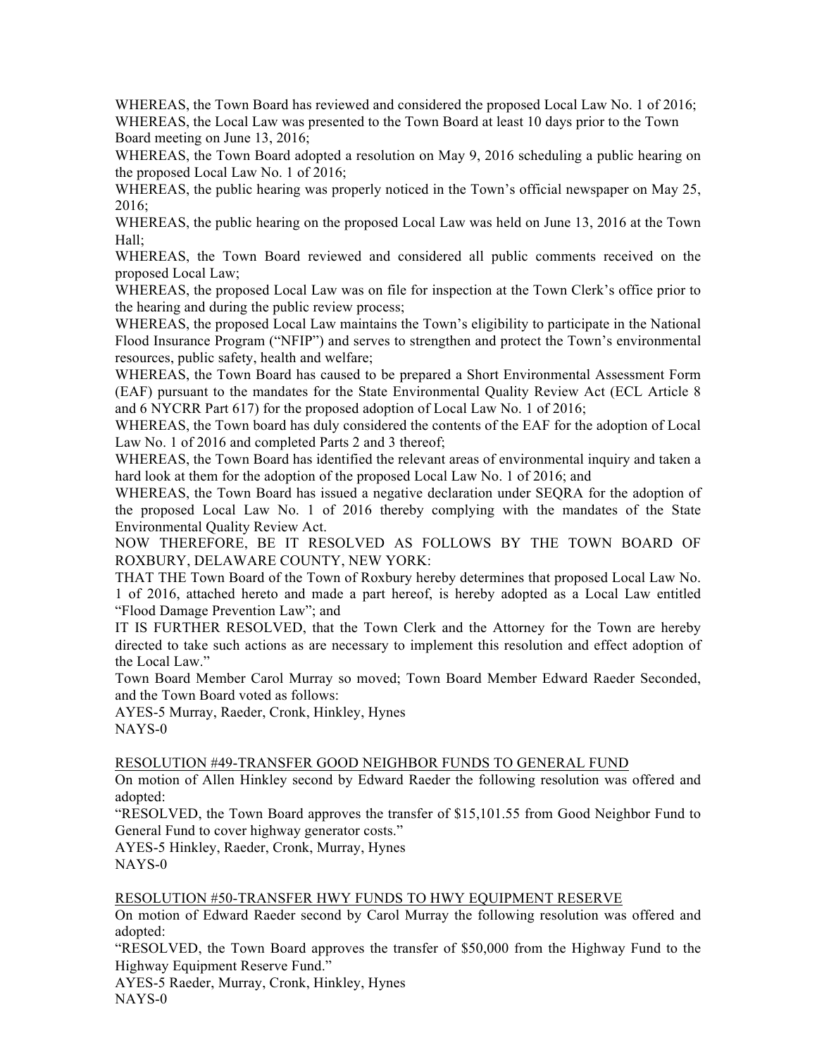WHEREAS, the Town Board has reviewed and considered the proposed Local Law No. 1 of 2016;
WHEREAS, the Local Law was presented to the Town Board at least 10 days prior to the Town Board meeting on June 13, 2016;
WHEREAS, the Town Board adopted a resolution on May 9, 2016 scheduling a public hearing on the proposed Local Law No. 1 of 2016;
WHEREAS, the public hearing was properly noticed in the Town's official newspaper on May 25, 2016;
WHEREAS, the public hearing on the proposed Local Law was held on June 13, 2016 at the Town Hall;
WHEREAS, the Town Board reviewed and considered all public comments received on the proposed Local Law;
WHEREAS, the proposed Local Law was on file for inspection at the Town Clerk's office prior to the hearing and during the public review process;
WHEREAS, the proposed Local Law maintains the Town's eligibility to participate in the National Flood Insurance Program ("NFIP") and serves to strengthen and protect the Town's environmental resources, public safety, health and welfare;
WHEREAS, the Town Board has caused to be prepared a Short Environmental Assessment Form (EAF) pursuant to the mandates for the State Environmental Quality Review Act (ECL Article 8 and 6 NYCRR Part 617) for the proposed adoption of Local Law No. 1 of 2016;
WHEREAS, the Town board has duly considered the contents of the EAF for the adoption of Local Law No. 1 of 2016 and completed Parts 2 and 3 thereof;
WHEREAS, the Town Board has identified the relevant areas of environmental inquiry and taken a hard look at them for the adoption of the proposed Local Law No. 1 of 2016; and
WHEREAS, the Town Board has issued a negative declaration under SEQRA for the adoption of the proposed Local Law No. 1 of 2016 thereby complying with the mandates of the State Environmental Quality Review Act.
NOW THEREFORE, BE IT RESOLVED AS FOLLOWS BY THE TOWN BOARD OF ROXBURY, DELAWARE COUNTY, NEW YORK:
THAT THE Town Board of the Town of Roxbury hereby determines that proposed Local Law No. 1 of 2016, attached hereto and made a part hereof, is hereby adopted as a Local Law entitled "Flood Damage Prevention Law"; and
IT IS FURTHER RESOLVED, that the Town Clerk and the Attorney for the Town are hereby directed to take such actions as are necessary to implement this resolution and effect adoption of the Local Law."
Town Board Member Carol Murray so moved; Town Board Member Edward Raeder Seconded, and the Town Board voted as follows:
AYES-5 Murray, Raeder, Cronk, Hinkley, Hynes
NAYS-0

RESOLUTION #49-TRANSFER GOOD NEIGHBOR FUNDS TO GENERAL FUND

On motion of Allen Hinkley second by Edward Raeder the following resolution was offered and adopted:
"RESOLVED, the Town Board approves the transfer of $15,101.55 from Good Neighbor Fund to General Fund to cover highway generator costs."
AYES-5 Hinkley, Raeder, Cronk, Murray, Hynes
NAYS-0

RESOLUTION #50-TRANSFER HWY FUNDS TO HWY EQUIPMENT RESERVE

On motion of Edward Raeder second by Carol Murray the following resolution was offered and adopted:
"RESOLVED, the Town Board approves the transfer of $50,000 from the Highway Fund to the Highway Equipment Reserve Fund."
AYES-5 Raeder, Murray, Cronk, Hinkley, Hynes
NAYS-0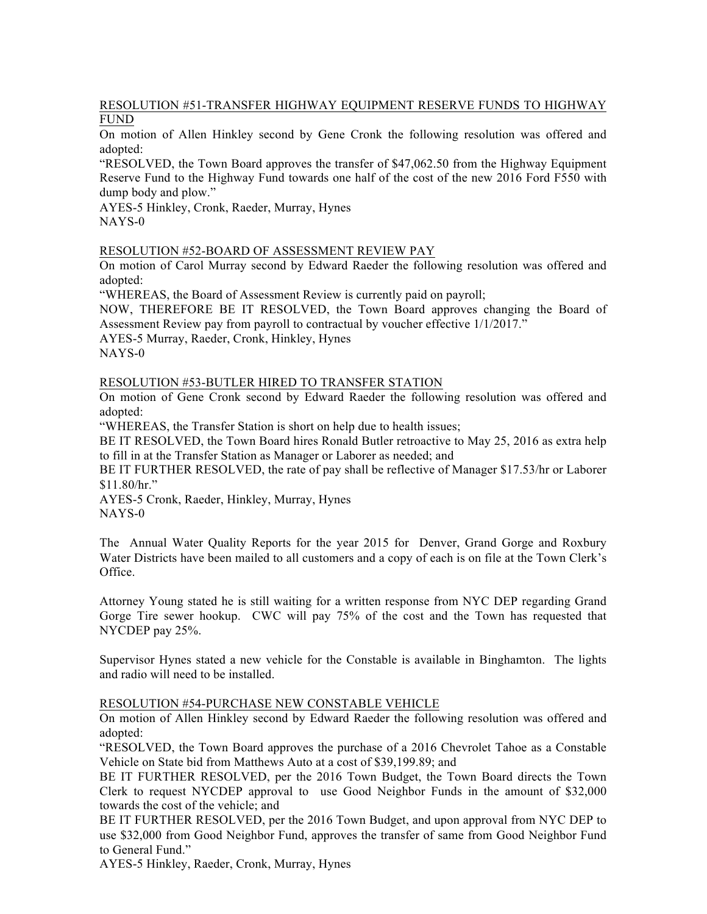RESOLUTION #51-TRANSFER HIGHWAY EQUIPMENT RESERVE FUNDS TO HIGHWAY FUND

On motion of Allen Hinkley second by Gene Cronk the following resolution was offered and adopted:

"RESOLVED, the Town Board approves the transfer of $47,062.50 from the Highway Equipment Reserve Fund to the Highway Fund towards one half of the cost of the new 2016 Ford F550 with dump body and plow."

AYES-5 Hinkley, Cronk, Raeder, Murray, Hynes
NAYS-0

RESOLUTION #52-BOARD OF ASSESSMENT REVIEW PAY

On motion of Carol Murray second by Edward Raeder the following resolution was offered and adopted:

"WHEREAS, the Board of Assessment Review is currently paid on payroll;

NOW, THEREFORE BE IT RESOLVED, the Town Board approves changing the Board of Assessment Review pay from payroll to contractual by voucher effective 1/1/2017."

AYES-5 Murray, Raeder, Cronk, Hinkley, Hynes
NAYS-0

RESOLUTION #53-BUTLER HIRED TO TRANSFER STATION

On motion of Gene Cronk second by Edward Raeder the following resolution was offered and adopted:

"WHEREAS, the Transfer Station is short on help due to health issues;

BE IT RESOLVED, the Town Board hires Ronald Butler retroactive to May 25, 2016 as extra help to fill in at the Transfer Station as Manager or Laborer as needed; and

BE IT FURTHER RESOLVED, the rate of pay shall be reflective of Manager $17.53/hr or Laborer $11.80/hr."

AYES-5 Cronk, Raeder, Hinkley, Murray, Hynes
NAYS-0

The Annual Water Quality Reports for the year 2015 for Denver, Grand Gorge and Roxbury Water Districts have been mailed to all customers and a copy of each is on file at the Town Clerk's Office.

Attorney Young stated he is still waiting for a written response from NYC DEP regarding Grand Gorge Tire sewer hookup. CWC will pay 75% of the cost and the Town has requested that NYCDEP pay 25%.

Supervisor Hynes stated a new vehicle for the Constable is available in Binghamton. The lights and radio will need to be installed.

RESOLUTION #54-PURCHASE NEW CONSTABLE VEHICLE

On motion of Allen Hinkley second by Edward Raeder the following resolution was offered and adopted:

"RESOLVED, the Town Board approves the purchase of a 2016 Chevrolet Tahoe as a Constable Vehicle on State bid from Matthews Auto at a cost of $39,199.89; and

BE IT FURTHER RESOLVED, per the 2016 Town Budget, the Town Board directs the Town Clerk to request NYCDEP approval to use Good Neighbor Funds in the amount of $32,000 towards the cost of the vehicle; and

BE IT FURTHER RESOLVED, per the 2016 Town Budget, and upon approval from NYC DEP to use $32,000 from Good Neighbor Fund, approves the transfer of same from Good Neighbor Fund to General Fund."

AYES-5 Hinkley, Raeder, Cronk, Murray, Hynes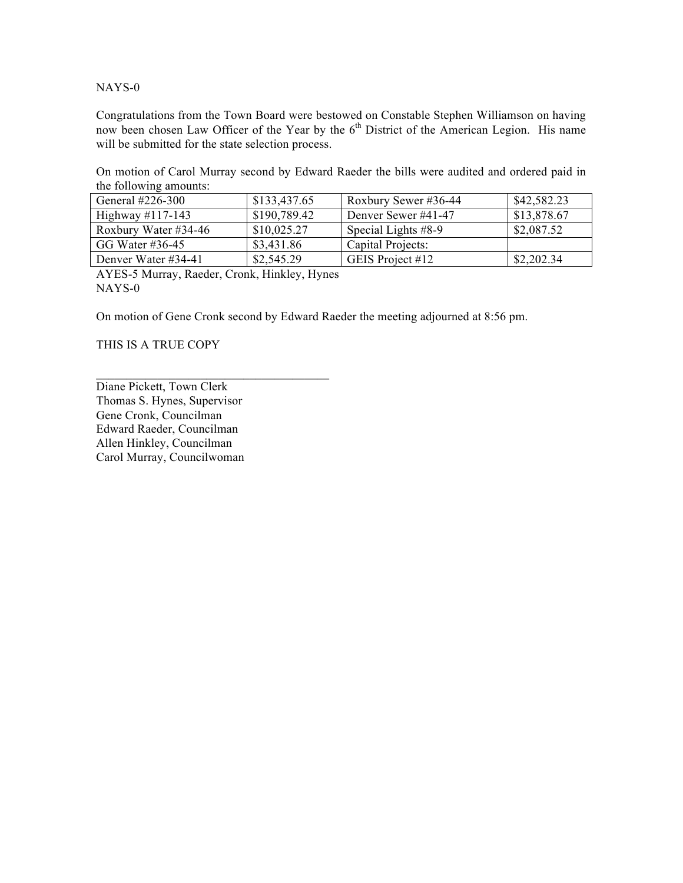NAYS-0

Congratulations from the Town Board were bestowed on Constable Stephen Williamson on having now been chosen Law Officer of the Year by the 6th District of the American Legion. His name will be submitted for the state selection process.

On motion of Carol Murray second by Edward Raeder the bills were audited and ordered paid in the following amounts:

| | | | |
|---|---|---|---|
| General #226-300 | $133,437.65 | Roxbury Sewer #36-44 | $42,582.23 |
| Highway #117-143 | $190,789.42 | Denver Sewer #41-47 | $13,878.67 |
| Roxbury Water #34-46 | $10,025.27 | Special Lights #8-9 | $2,087.52 |
| GG Water #36-45 | $3,431.86 | Capital Projects: | |
| Denver Water #34-41 | $2,545.29 | GEIS Project #12 | $2,202.34 |

AYES-5 Murray, Raeder, Cronk, Hinkley, Hynes
NAYS-0

On motion of Gene Cronk second by Edward Raeder the meeting adjourned at 8:56 pm.

THIS IS A TRUE COPY

\_\_\_\_\_\_\_\_\_\_\_\_\_\_\_\_\_\_\_\_\_\_\_\_\_\_\_\_\_\_\_\_\_\_\_\_\_\_\_\_

Diane Pickett, Town Clerk
Thomas S. Hynes, Supervisor
Gene Cronk, Councilman
Edward Raeder, Councilman
Allen Hinkley, Councilman
Carol Murray, Councilwoman